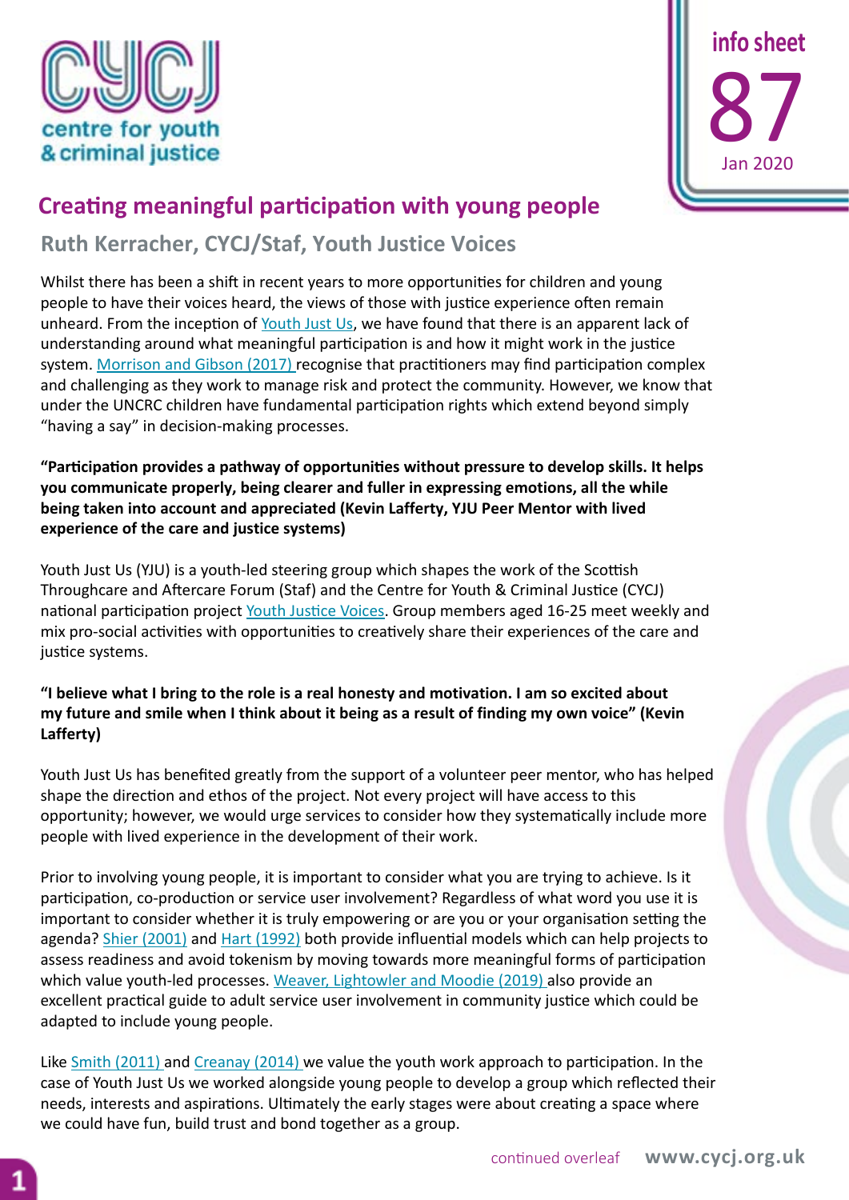centre for youth & criminal justice

info sheet 87 Jan 2020

# Creating meaningful participation with young people

## Ruth Kerracher, CYCJ/Staf, Youth Justice Voices

Whilst there has been a shift in recent years to more opportunities for children and young people to have their voices heard, the views of those with justice experience often remain unheard. From the inception of Youth Just Us, we have found that there is an apparent lack of understanding around what meaningful participation is and how it might work in the justice system. Morrison and Gibson (2017) recognise that practitioners may find participation complex and challenging as they work to manage risk and protect the community. However, we know that under the UNCRC children have fundamental participation rights which extend beyond simply "having a say" in decision-making processes.

**"Participation provides a pathway of opportunities without pressure to develop skills. It helps you communicate properly, being clearer and fuller in expressing emotions, all the while being taken into account and appreciated (Kevin Lafferty, YJU Peer Mentor with lived experience of the care and justice systems)**

Youth Just Us (YJU) is a youth-led steering group which shapes the work of the Scottish Throughcare and Aftercare Forum (Staf) and the Centre for Youth & Criminal Justice (CYCJ) national participation project Youth Justice Voices. Group members aged 16-25 meet weekly and mix pro-social activities with opportunities to creatively share their experiences of the care and justice systems.

**"I believe what I bring to the role is a real honesty and motivation. I am so excited about my future and smile when I think about it being as a result of finding my own voice" (Kevin Lafferty)**

Youth Just Us has benefited greatly from the support of a volunteer peer mentor, who has helped shape the direction and ethos of the project. Not every project will have access to this opportunity; however, we would urge services to consider how they systematically include more people with lived experience in the development of their work.

Prior to involving young people, it is important to consider what you are trying to achieve. Is it participation, co-production or service user involvement? Regardless of what word you use it is important to consider whether it is truly empowering or are you or your organisation setting the agenda? Shier (2001) and Hart (1992) both provide influential models which can help projects to assess readiness and avoid tokenism by moving towards more meaningful forms of participation which value youth-led processes. Weaver, Lightowler and Moodie (2019) also provide an excellent practical guide to adult service user involvement in community justice which could be adapted to include young people.

Like Smith (2011) and Creanay (2014) we value the youth work approach to participation. In the case of Youth Just Us we worked alongside young people to develop a group which reflected their needs, interests and aspirations. Ultimately the early stages were about creating a space where we could have fun, build trust and bond together as a group.

continued overleaf www.cycj.org.uk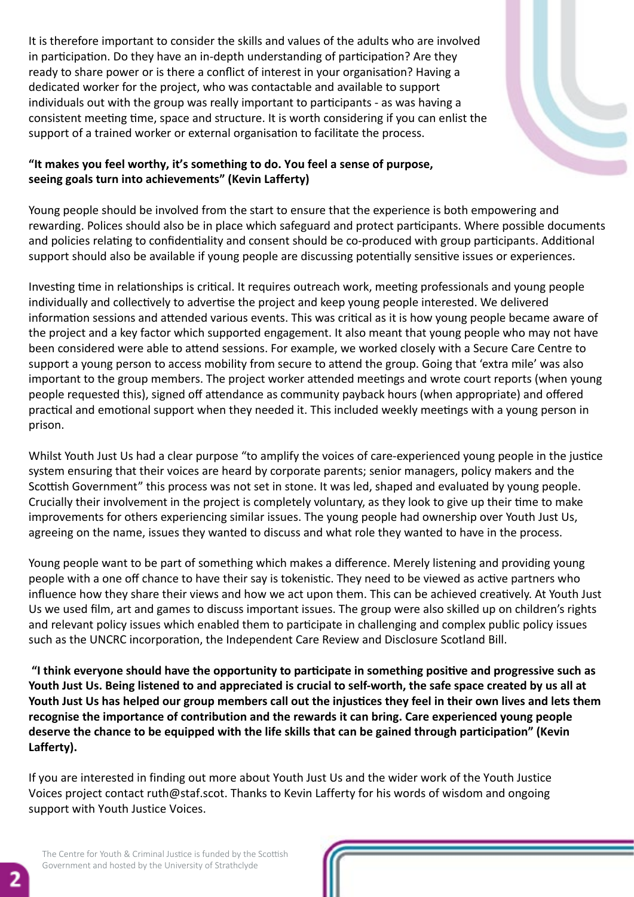It is therefore important to consider the skills and values of the adults who are involved in participation. Do they have an in-depth understanding of participation? Are they ready to share power or is there a conflict of interest in your organisation? Having a dedicated worker for the project, who was contactable and available to support individuals out with the group was really important to participants - as was having a consistent meeting time, space and structure. It is worth considering if you can enlist the support of a trained worker or external organisation to facilitate the process.

**"It makes you feel worthy, it's something to do. You feel a sense of purpose, seeing goals turn into achievements" (Kevin Lafferty)**

Young people should be involved from the start to ensure that the experience is both empowering and rewarding. Polices should also be in place which safeguard and protect participants. Where possible documents and policies relating to confidentiality and consent should be co-produced with group participants. Additional support should also be available if young people are discussing potentially sensitive issues or experiences.

Investing time in relationships is critical. It requires outreach work, meeting professionals and young people individually and collectively to advertise the project and keep young people interested. We delivered information sessions and attended various events. This was critical as it is how young people became aware of the project and a key factor which supported engagement. It also meant that young people who may not have been considered were able to attend sessions. For example, we worked closely with a Secure Care Centre to support a young person to access mobility from secure to attend the group. Going that 'extra mile' was also important to the group members. The project worker attended meetings and wrote court reports (when young people requested this), signed off attendance as community payback hours (when appropriate) and offered practical and emotional support when they needed it. This included weekly meetings with a young person in prison.

Whilst Youth Just Us had a clear purpose "to amplify the voices of care-experienced young people in the justice system ensuring that their voices are heard by corporate parents; senior managers, policy makers and the Scottish Government" this process was not set in stone. It was led, shaped and evaluated by young people. Crucially their involvement in the project is completely voluntary, as they look to give up their time to make improvements for others experiencing similar issues. The young people had ownership over Youth Just Us, agreeing on the name, issues they wanted to discuss and what role they wanted to have in the process.

Young people want to be part of something which makes a difference. Merely listening and providing young people with a one off chance to have their say is tokenistic. They need to be viewed as active partners who influence how they share their views and how we act upon them. This can be achieved creatively. At Youth Just Us we used film, art and games to discuss important issues. The group were also skilled up on children's rights and relevant policy issues which enabled them to participate in challenging and complex public policy issues such as the UNCRC incorporation, the Independent Care Review and Disclosure Scotland Bill.

**"I think everyone should have the opportunity to participate in something positive and progressive such as Youth Just Us. Being listened to and appreciated is crucial to self-worth, the safe space created by us all at Youth Just Us has helped our group members call out the injustices they feel in their own lives and lets them recognise the importance of contribution and the rewards it can bring. Care experienced young people deserve the chance to be equipped with the life skills that can be gained through participation" (Kevin Lafferty).**

If you are interested in finding out more about Youth Just Us and the wider work of the Youth Justice Voices project contact ruth@staf.scot. Thanks to Kevin Lafferty for his words of wisdom and ongoing support with Youth Justice Voices.

The Centre for Youth & Criminal Justice is funded by the Scottish Government and hosted by the University of Strathclyde